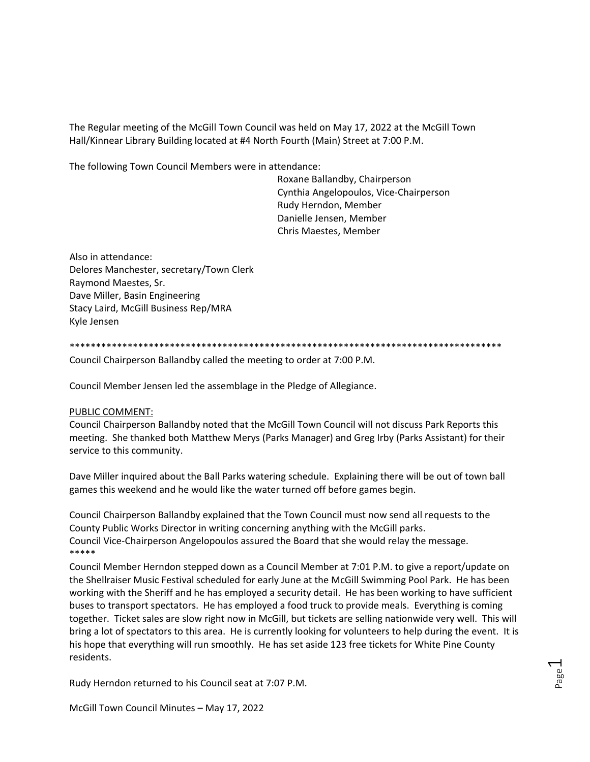The Regular meeting of the McGill Town Council was held on May 17, 2022 at the McGill Town Hall/Kinnear Library Building located at #4 North Fourth (Main) Street at 7:00 P.M.

The following Town Council Members were in attendance:

Roxane Ballandby, Chairperson
Cynthia Angelopoulos, Vice-Chairperson
Rudy Herndon, Member
Danielle Jensen, Member
Chris Maestes, Member

Also in attendance:
Delores Manchester, secretary/Town Clerk
Raymond Maestes, Sr.
Dave Miller, Basin Engineering
Stacy Laird, McGill Business Rep/MRA
Kyle Jensen

*************************************************************************************

Council Chairperson Ballandby called the meeting to order at 7:00 P.M.

Council Member Jensen led the assemblage in the Pledge of Allegiance.

PUBLIC COMMENT:
Council Chairperson Ballandby noted that the McGill Town Council will not discuss Park Reports this meeting. She thanked both Matthew Merys (Parks Manager) and Greg Irby (Parks Assistant) for their service to this community.

Dave Miller inquired about the Ball Parks watering schedule. Explaining there will be out of town ball games this weekend and he would like the water turned off before games begin.

Council Chairperson Ballandby explained that the Town Council must now send all requests to the County Public Works Director in writing concerning anything with the McGill parks.
Council Vice-Chairperson Angelopoulos assured the Board that she would relay the message.
*****
Council Member Herndon stepped down as a Council Member at 7:01 P.M. to give a report/update on the Shellraiser Music Festival scheduled for early June at the McGill Swimming Pool Park. He has been working with the Sheriff and he has employed a security detail. He has been working to have sufficient buses to transport spectators. He has employed a food truck to provide meals. Everything is coming together. Ticket sales are slow right now in McGill, but tickets are selling nationwide very well. This will bring a lot of spectators to this area. He is currently looking for volunteers to help during the event. It is his hope that everything will run smoothly. He has set aside 123 free tickets for White Pine County residents.

Rudy Herndon returned to his Council seat at 7:07 P.M.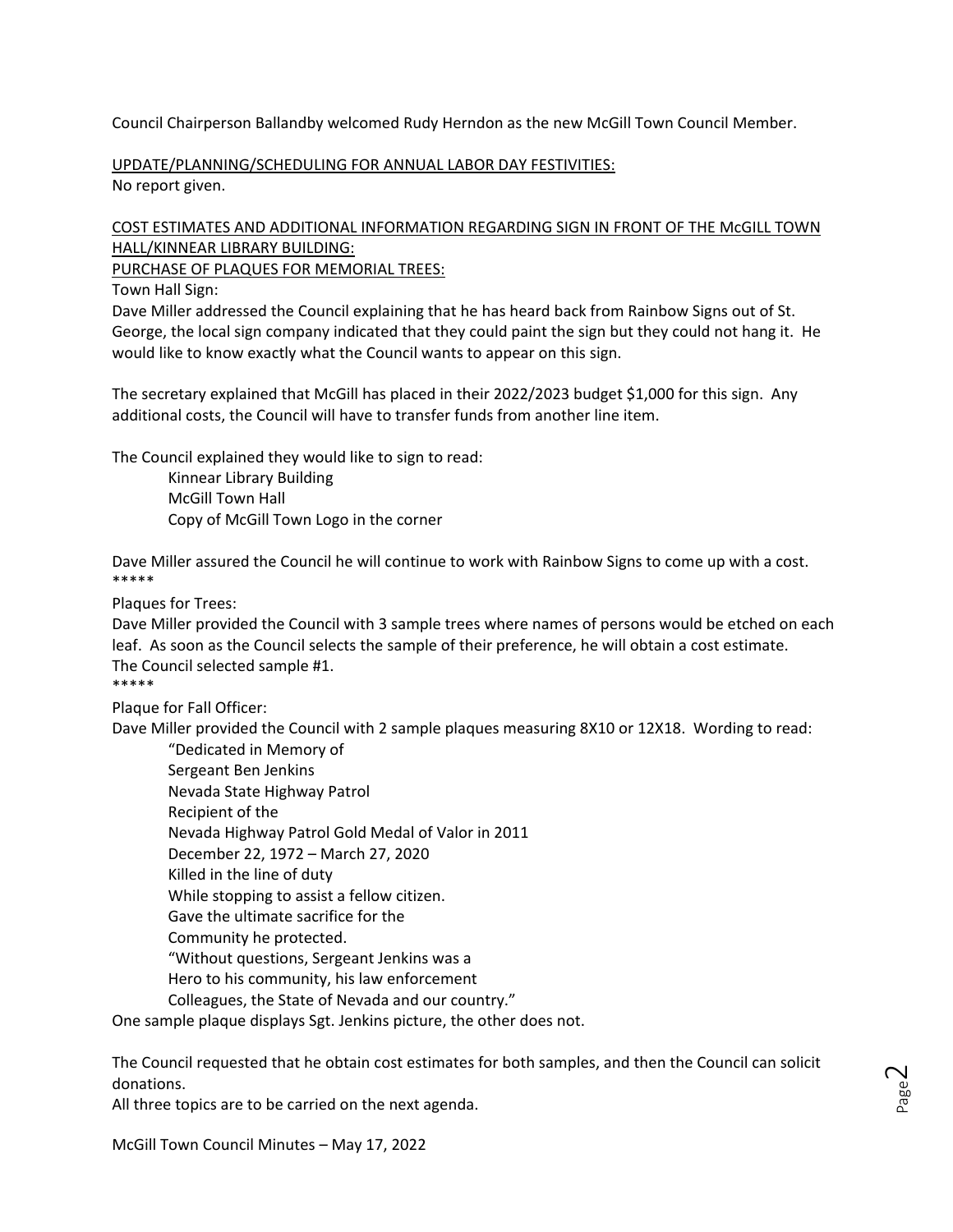Council Chairperson Ballandby welcomed Rudy Herndon as the new McGill Town Council Member.

<u>UPDATE/PLANNING/SCHEDULING FOR ANNUAL LABOR DAY FESTIVITIES:</u>
No report given.

<u>COST ESTIMATES AND ADDITIONAL INFORMATION REGARDING SIGN IN FRONT OF THE McGILL TOWN HALL/KINNEAR LIBRARY BUILDING:</u>
<u>PURCHASE OF PLAQUES FOR MEMORIAL TREES:</u>
Town Hall Sign:
Dave Miller addressed the Council explaining that he has heard back from Rainbow Signs out of St. George, the local sign company indicated that they could paint the sign but they could not hang it. He would like to know exactly what the Council wants to appear on this sign.

The secretary explained that McGill has placed in their 2022/2023 budget $1,000 for this sign. Any additional costs, the Council will have to transfer funds from another line item.

The Council explained they would like to sign to read:

> Kinnear Library Building
> McGill Town Hall
> Copy of McGill Town Logo in the corner

Dave Miller assured the Council he will continue to work with Rainbow Signs to come up with a cost.
*****

Plaques for Trees:
Dave Miller provided the Council with 3 sample trees where names of persons would be etched on each leaf. As soon as the Council selects the sample of their preference, he will obtain a cost estimate.
The Council selected sample #1.
*****

Plaque for Fall Officer:
Dave Miller provided the Council with 2 sample plaques measuring 8X10 or 12X18. Wording to read:

> "Dedicated in Memory of
> Sergeant Ben Jenkins
> Nevada State Highway Patrol
> Recipient of the
> Nevada Highway Patrol Gold Medal of Valor in 2011
> December 22, 1972 – March 27, 2020
> Killed in the line of duty
> While stopping to assist a fellow citizen.
> Gave the ultimate sacrifice for the
> Community he protected.
> "Without questions, Sergeant Jenkins was a
> Hero to his community, his law enforcement
> Colleagues, the State of Nevada and our country."

One sample plaque displays Sgt. Jenkins picture, the other does not.

The Council requested that he obtain cost estimates for both samples, and then the Council can solicit donations.
All three topics are to be carried on the next agenda.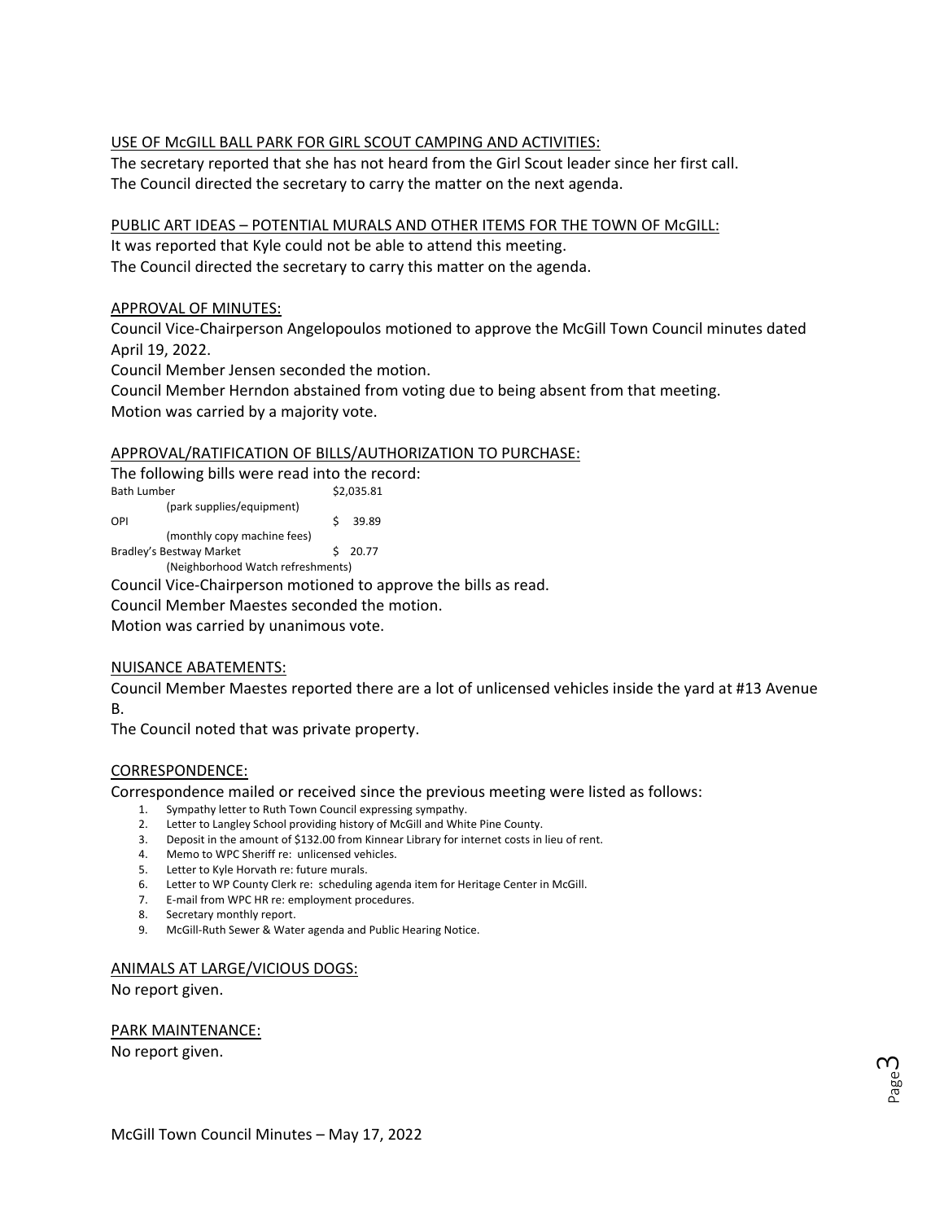USE OF McGILL BALL PARK FOR GIRL SCOUT CAMPING AND ACTIVITIES:

The secretary reported that she has not heard from the Girl Scout leader since her first call.
The Council directed the secretary to carry the matter on the next agenda.

PUBLIC ART IDEAS – POTENTIAL MURALS AND OTHER ITEMS FOR THE TOWN OF McGILL:

It was reported that Kyle could not be able to attend this meeting.
The Council directed the secretary to carry this matter on the agenda.

APPROVAL OF MINUTES:

Council Vice-Chairperson Angelopoulos motioned to approve the McGill Town Council minutes dated April 19, 2022.
Council Member Jensen seconded the motion.
Council Member Herndon abstained from voting due to being absent from that meeting.
Motion was carried by a majority vote.

APPROVAL/RATIFICATION OF BILLS/AUTHORIZATION TO PURCHASE:

The following bills were read into the record:

| | |
|---|---|
| Bath Lumber (park supplies/equipment) | $2,035.81 |
| OPI (monthly copy machine fees) | $ 39.89 |
| Bradley's Bestway Market (Neighborhood Watch refreshments) | $ 20.77 |

Council Vice-Chairperson motioned to approve the bills as read.
Council Member Maestes seconded the motion.
Motion was carried by unanimous vote.

NUISANCE ABATEMENTS:

Council Member Maestes reported there are a lot of unlicensed vehicles inside the yard at #13 Avenue B.
The Council noted that was private property.

CORRESPONDENCE:

Correspondence mailed or received since the previous meeting were listed as follows:

1. Sympathy letter to Ruth Town Council expressing sympathy.
2. Letter to Langley School providing history of McGill and White Pine County.
3. Deposit in the amount of $132.00 from Kinnear Library for internet costs in lieu of rent.
4. Memo to WPC Sheriff re: unlicensed vehicles.
5. Letter to Kyle Horvath re: future murals.
6. Letter to WP County Clerk re: scheduling agenda item for Heritage Center in McGill.
7. E-mail from WPC HR re: employment procedures.
8. Secretary monthly report.
9. McGill-Ruth Sewer & Water agenda and Public Hearing Notice.

ANIMALS AT LARGE/VICIOUS DOGS:

No report given.

PARK MAINTENANCE:

No report given.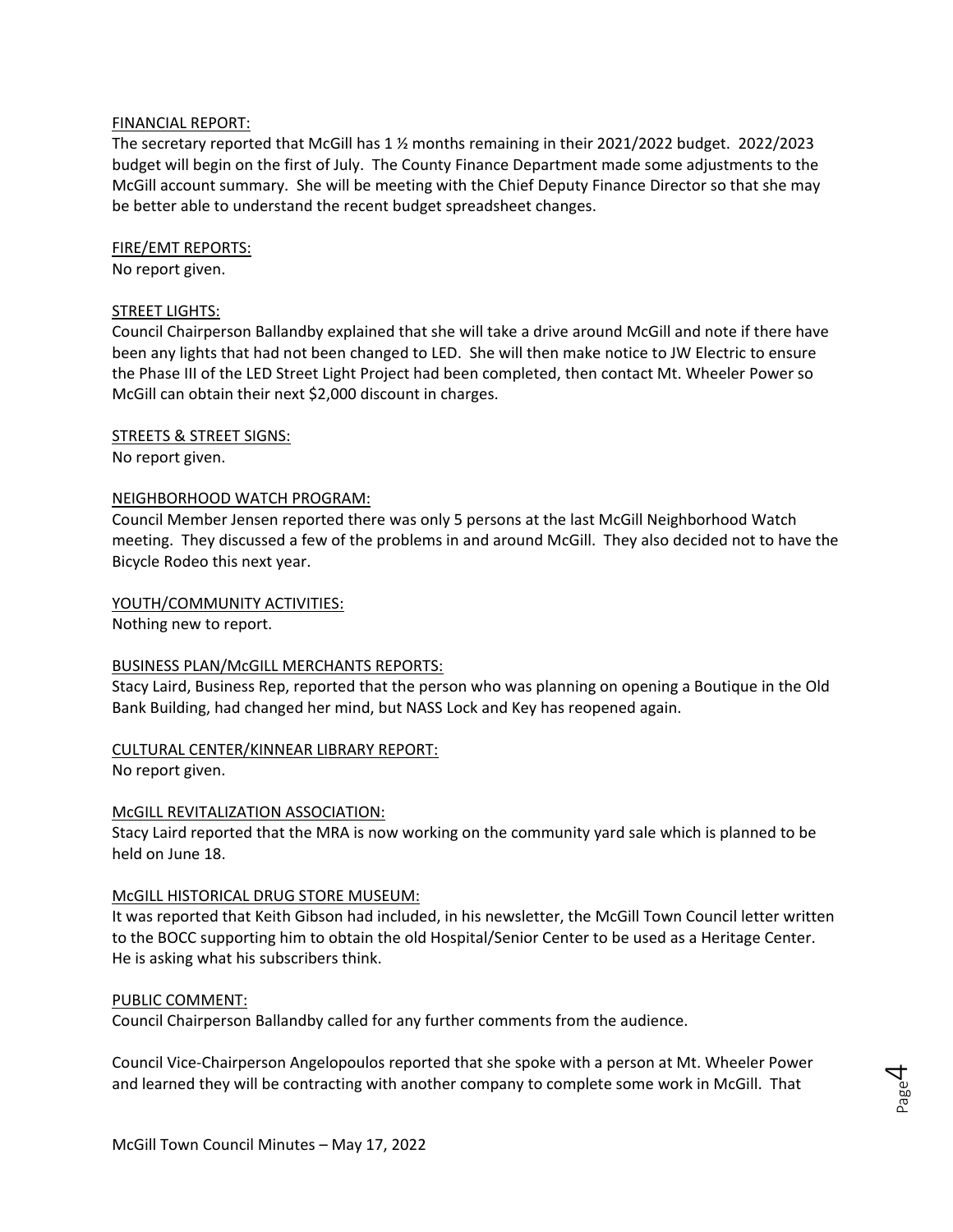FINANCIAL REPORT:

The secretary reported that McGill has 1 ½ months remaining in their 2021/2022 budget. 2022/2023 budget will begin on the first of July. The County Finance Department made some adjustments to the McGill account summary. She will be meeting with the Chief Deputy Finance Director so that she may be better able to understand the recent budget spreadsheet changes.

FIRE/EMT REPORTS:

No report given.

STREET LIGHTS:

Council Chairperson Ballandby explained that she will take a drive around McGill and note if there have been any lights that had not been changed to LED. She will then make notice to JW Electric to ensure the Phase III of the LED Street Light Project had been completed, then contact Mt. Wheeler Power so McGill can obtain their next $2,000 discount in charges.

STREETS & STREET SIGNS:

No report given.

NEIGHBORHOOD WATCH PROGRAM:

Council Member Jensen reported there was only 5 persons at the last McGill Neighborhood Watch meeting. They discussed a few of the problems in and around McGill. They also decided not to have the Bicycle Rodeo this next year.

YOUTH/COMMUNITY ACTIVITIES:

Nothing new to report.

BUSINESS PLAN/McGILL MERCHANTS REPORTS:

Stacy Laird, Business Rep, reported that the person who was planning on opening a Boutique in the Old Bank Building, had changed her mind, but NASS Lock and Key has reopened again.

CULTURAL CENTER/KINNEAR LIBRARY REPORT:

No report given.

McGILL REVITALIZATION ASSOCIATION:

Stacy Laird reported that the MRA is now working on the community yard sale which is planned to be held on June 18.

McGILL HISTORICAL DRUG STORE MUSEUM:

It was reported that Keith Gibson had included, in his newsletter, the McGill Town Council letter written to the BOCC supporting him to obtain the old Hospital/Senior Center to be used as a Heritage Center. He is asking what his subscribers think.

PUBLIC COMMENT:

Council Chairperson Ballandby called for any further comments from the audience.

Council Vice-Chairperson Angelopoulos reported that she spoke with a person at Mt. Wheeler Power and learned they will be contracting with another company to complete some work in McGill. That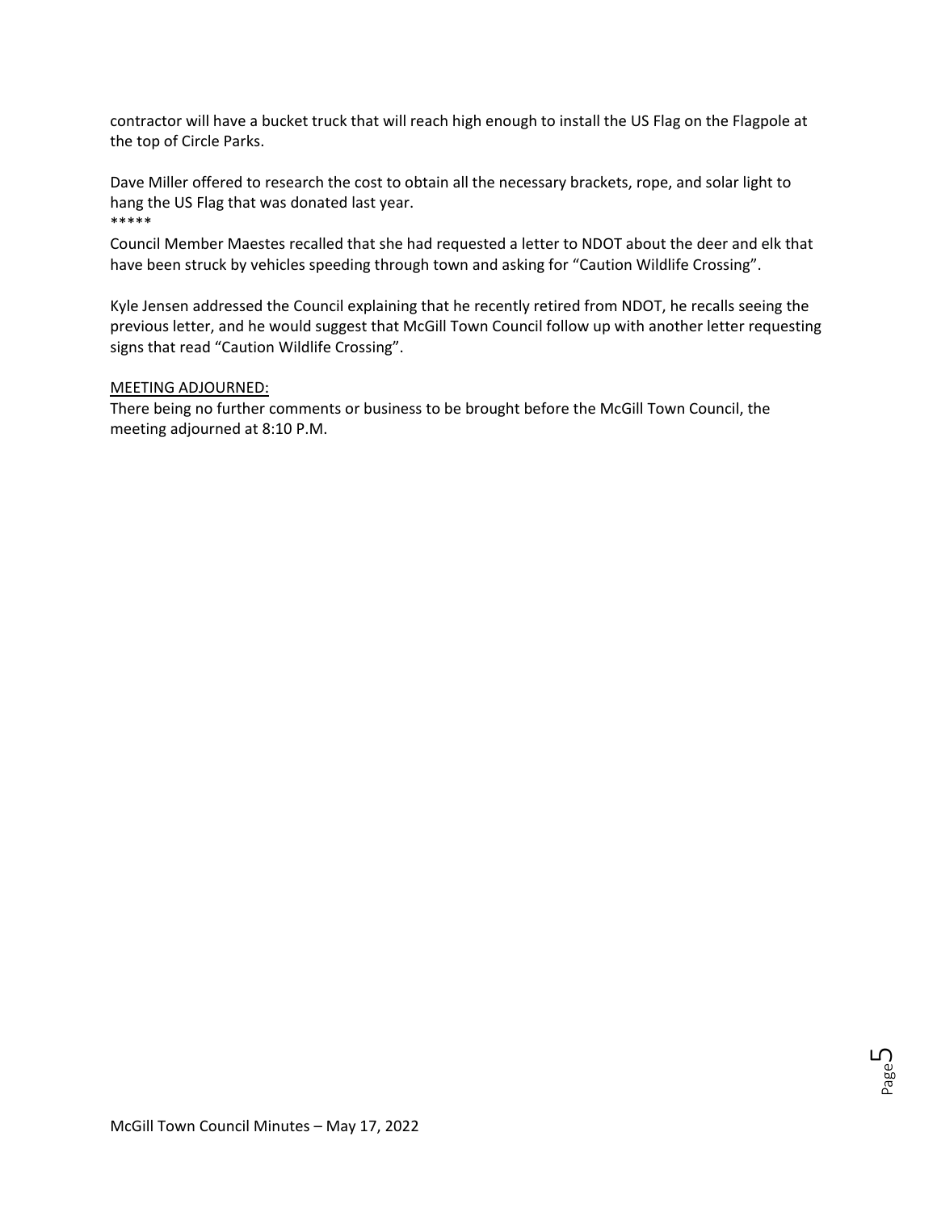contractor will have a bucket truck that will reach high enough to install the US Flag on the Flagpole at the top of Circle Parks.

Dave Miller offered to research the cost to obtain all the necessary brackets, rope, and solar light to hang the US Flag that was donated last year.

*****

Council Member Maestes recalled that she had requested a letter to NDOT about the deer and elk that have been struck by vehicles speeding through town and asking for "Caution Wildlife Crossing".

Kyle Jensen addressed the Council explaining that he recently retired from NDOT, he recalls seeing the previous letter, and he would suggest that McGill Town Council follow up with another letter requesting signs that read "Caution Wildlife Crossing".

<u>MEETING ADJOURNED:</u>

There being no further comments or business to be brought before the McGill Town Council, the meeting adjourned at 8:10 P.M.